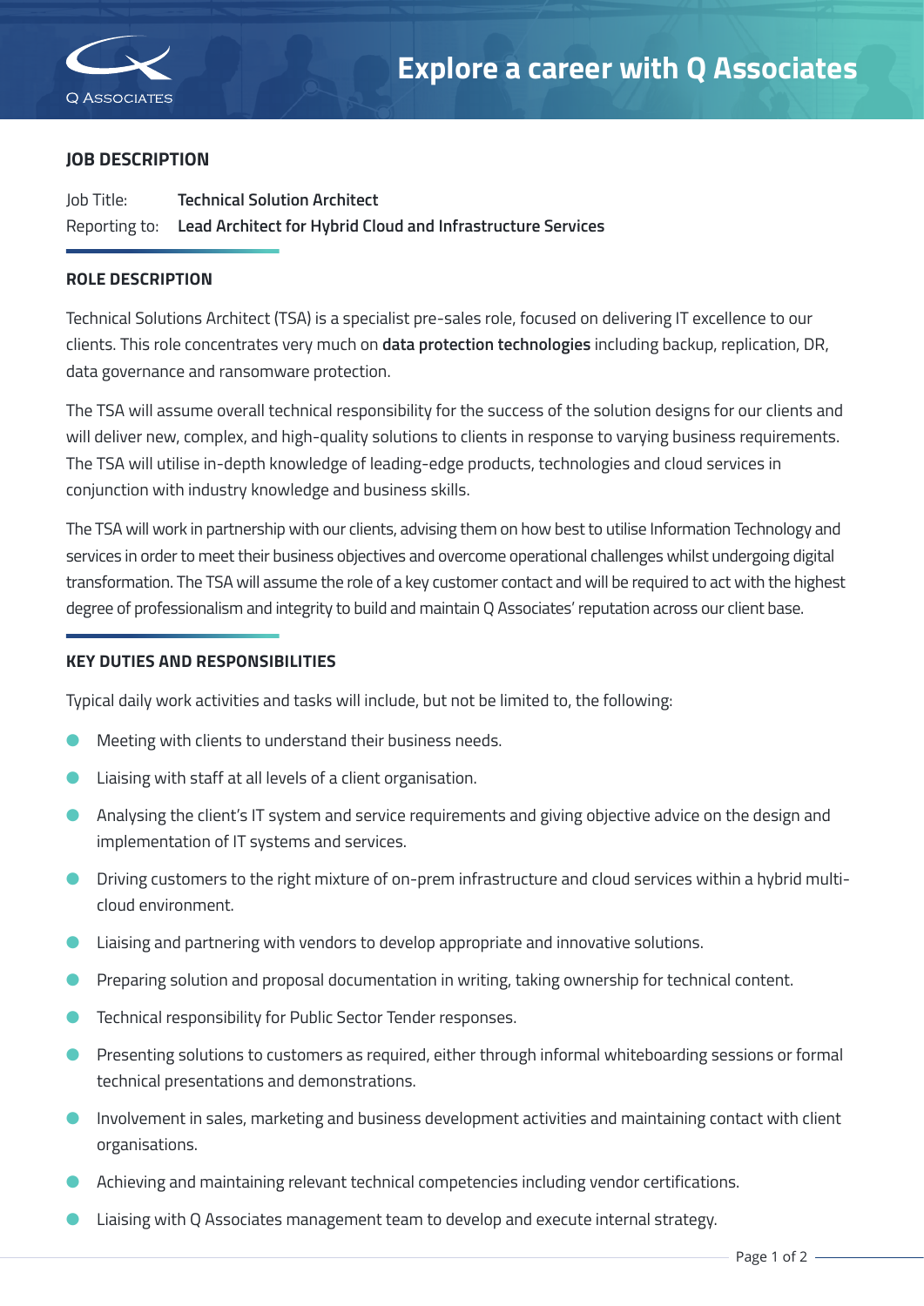# Explore a career with Q Associates

## JOB DESCRIPTION

Job Title: **Technical Solution Architect**

Reporting to: **Lead Architect for Hybrid Cloud and Infrastructure Services**

## ROLE DESCRIPTION

Technical Solutions Architect (TSA) is a specialist pre-sales role, focused on delivering IT excellence to our clients. This role concentrates very much on **data protection technologies** including backup, replication, DR, data governance and ransomware protection.

The TSA will assume overall technical responsibility for the success of the solution designs for our clients and will deliver new, complex, and high-quality solutions to clients in response to varying business requirements. The TSA will utilise in-depth knowledge of leading-edge products, technologies and cloud services in conjunction with industry knowledge and business skills.

The TSA will work in partnership with our clients, advising them on how best to utilise Information Technology and services in order to meet their business objectives and overcome operational challenges whilst undergoing digital transformation. The TSA will assume the role of a key customer contact and will be required to act with the highest degree of professionalism and integrity to build and maintain Q Associates' reputation across our client base.

## KEY DUTIES AND RESPONSIBILITIES

Typical daily work activities and tasks will include, but not be limited to, the following:

- Meeting with clients to understand their business needs.
- Liaising with staff at all levels of a client organisation.
- Analysing the client's IT system and service requirements and giving objective advice on the design and implementation of IT systems and services.
- Driving customers to the right mixture of on-prem infrastructure and cloud services within a hybrid multi-cloud environment.
- Liaising and partnering with vendors to develop appropriate and innovative solutions.
- Preparing solution and proposal documentation in writing, taking ownership for technical content.
- Technical responsibility for Public Sector Tender responses.
- Presenting solutions to customers as required, either through informal whiteboarding sessions or formal technical presentations and demonstrations.
- Involvement in sales, marketing and business development activities and maintaining contact with client organisations.
- Achieving and maintaining relevant technical competencies including vendor certifications.
- Liaising with Q Associates management team to develop and execute internal strategy.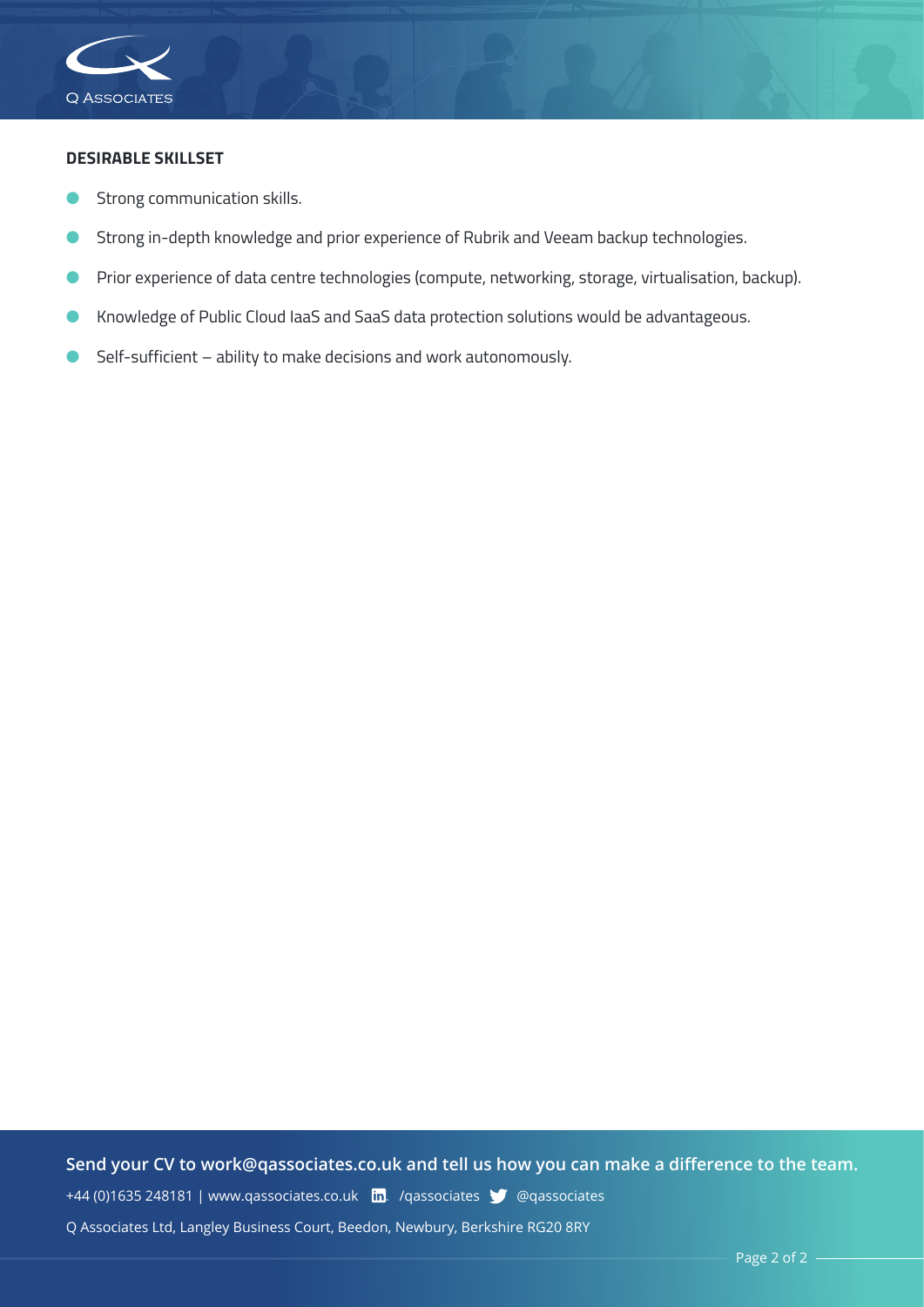**DESIRABLE SKILLSET**

- Strong communication skills.
- Strong in-depth knowledge and prior experience of Rubrik and Veeam backup technologies.
- Prior experience of data centre technologies (compute, networking, storage, virtualisation, backup).
- Knowledge of Public Cloud IaaS and SaaS data protection solutions would be advantageous.
- Self-sufficient – ability to make decisions and work autonomously.

**Send your CV to work@qassociates.co.uk and tell us how you can make a difference to the team.**

+44 (0)1635 248181 | www.qassociates.co.uk /qassociates @qassociates

Q Associates Ltd, Langley Business Court, Beedon, Newbury, Berkshire RG20 8RY